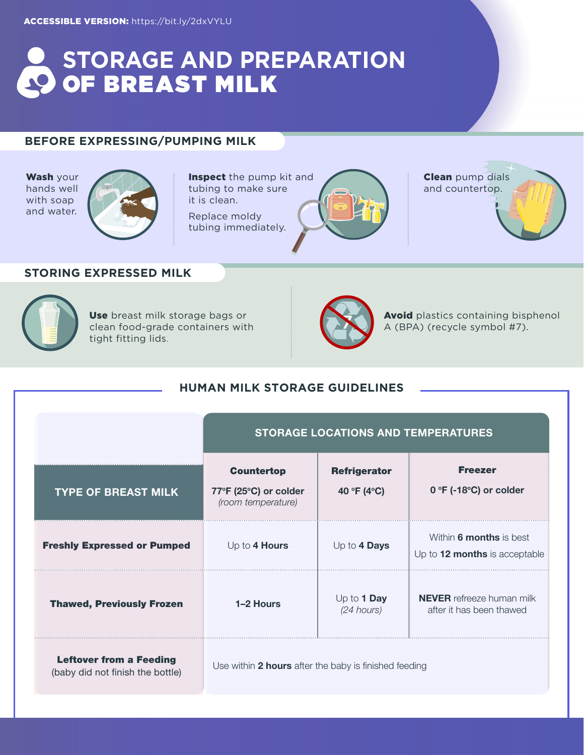**ACCESSIBLE VERSION:** https://bit.ly/2dxVYLU

# STORAGE AND PREPARATION OF BREAST MILK

## BEFORE EXPRESSING/PUMPING MILK

**Wash** your hands well with soap and water.

**Inspect** the pump kit and tubing to make sure it is clean.

Replace moldy tubing immediately.

**Clean** pump dials and countertop.

## STORING EXPRESSED MILK

**Use** breast milk storage bags or clean food-grade containers with tight fitting lids.

**Avoid** plastics containing bisphenol A (BPA) (recycle symbol #7).

## HUMAN MILK STORAGE GUIDELINES

| | STORAGE LOCATIONS AND TEMPERATURES | | |
|---|---|---|---|
| **TYPE OF BREAST MILK** | **Countertop** **77°F (25°C) or colder** *(room temperature)* | **Refrigerator** **40 °F (4°C)** | **Freezer** **0 °F (-18°C) or colder** |
| **Freshly Expressed or Pumped** | Up to **4 Hours** | Up to **4 Days** | Within **6 months** is best Up to **12 months** is acceptable |
| **Thawed, Previously Frozen** | **1–2 Hours** | Up to **1 Day** *(24 hours)* | **NEVER** refreeze human milk after it has been thawed |
| **Leftover from a Feeding** (baby did not finish the bottle) | Use within **2 hours** after the baby is finished feeding | | |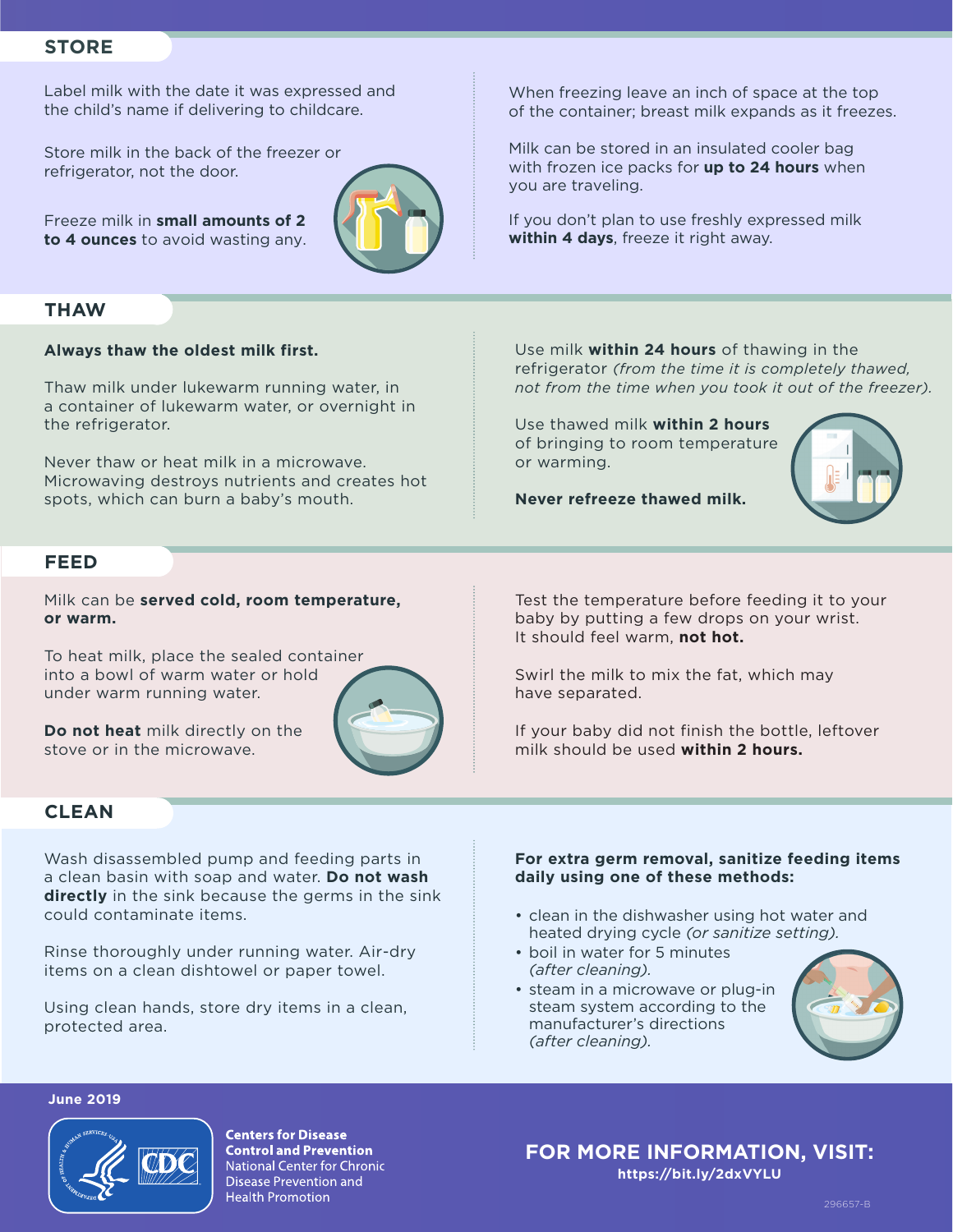## STORE

Label milk with the date it was expressed and the child's name if delivering to childcare.

Store milk in the back of the freezer or refrigerator, not the door.

Freeze milk in **small amounts of 2 to 4 ounces** to avoid wasting any.

When freezing leave an inch of space at the top of the container; breast milk expands as it freezes.

Milk can be stored in an insulated cooler bag with frozen ice packs for **up to 24 hours** when you are traveling.

If you don't plan to use freshly expressed milk **within 4 days**, freeze it right away.

## THAW

**Always thaw the oldest milk first.**

Thaw milk under lukewarm running water, in a container of lukewarm water, or overnight in the refrigerator.

Never thaw or heat milk in a microwave. Microwaving destroys nutrients and creates hot spots, which can burn a baby's mouth.

Use milk **within 24 hours** of thawing in the refrigerator *(from the time it is completely thawed, not from the time when you took it out of the freezer).*

Use thawed milk **within 2 hours** of bringing to room temperature or warming.

**Never refreeze thawed milk.**

## FEED

Milk can be **served cold, room temperature, or warm.**

To heat milk, place the sealed container into a bowl of warm water or hold under warm running water.

**Do not heat** milk directly on the stove or in the microwave.

Test the temperature before feeding it to your baby by putting a few drops on your wrist. It should feel warm, **not hot.**

Swirl the milk to mix the fat, which may have separated.

If your baby did not finish the bottle, leftover milk should be used **within 2 hours.**

## CLEAN

Wash disassembled pump and feeding parts in a clean basin with soap and water. **Do not wash directly** in the sink because the germs in the sink could contaminate items.

Rinse thoroughly under running water. Air-dry items on a clean dishtowel or paper towel.

Using clean hands, store dry items in a clean, protected area.

**For extra germ removal, sanitize feeding items daily using one of these methods:**

- clean in the dishwasher using hot water and heated drying cycle *(or sanitize setting).*
- boil in water for 5 minutes *(after cleaning).*
- steam in a microwave or plug-in steam system according to the manufacturer's directions *(after cleaning).*

June 2019

**Centers for Disease Control and Prevention**
National Center for Chronic Disease Prevention and Health Promotion

**FOR MORE INFORMATION, VISIT:**
**https://bit.ly/2dxVYLU**

296657-B